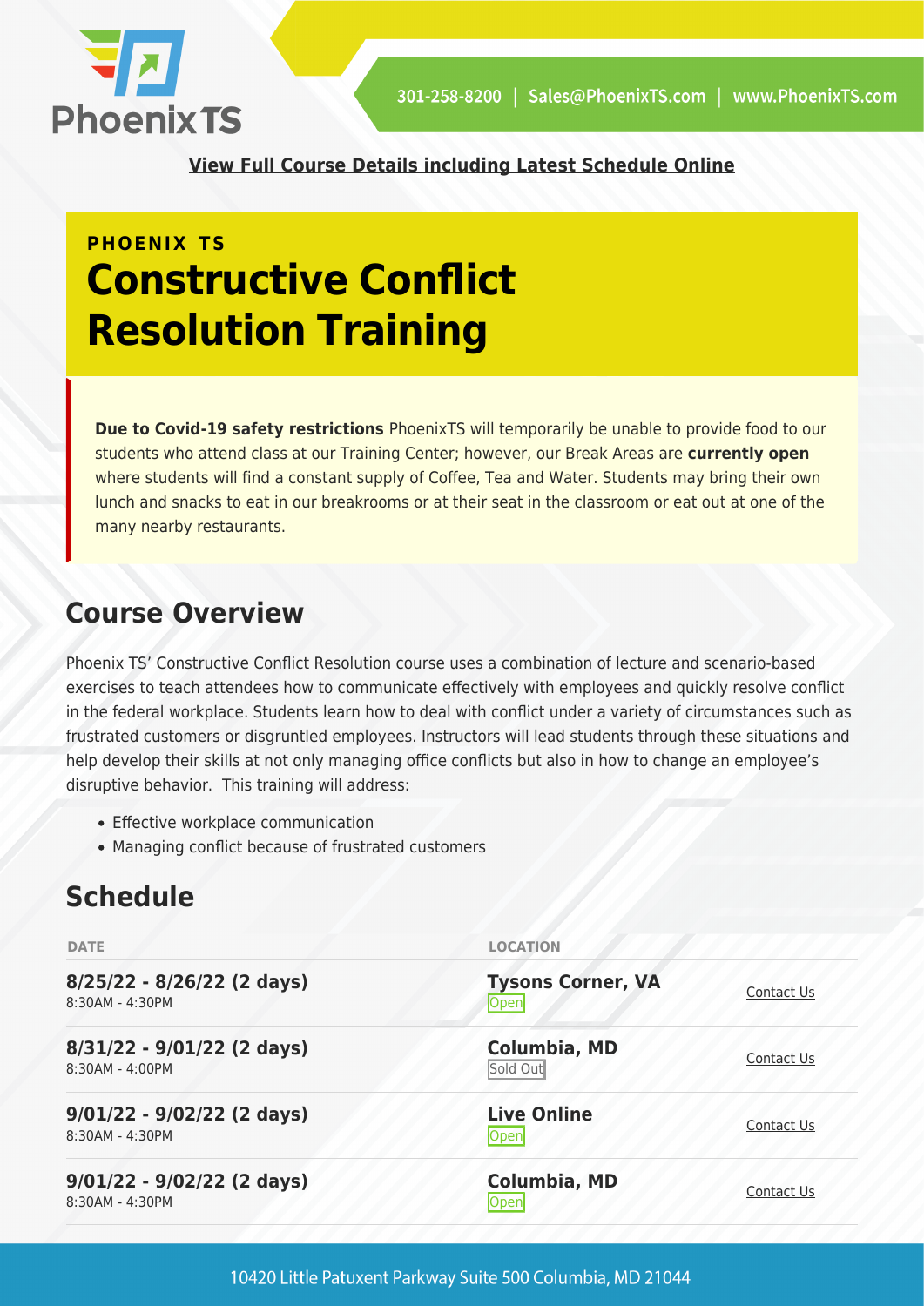**View Full Course Details including Latest Schedule Online**

PHOENIX TS

# Constructive Conflict Resolution Training

**Due to Covid-19 safety restrictions** PhoenixTS will temporarily be unable to provide food to our students who attend class at our Training Center; however, our Break Areas are **currently open** where students will find a constant supply of Coffee, Tea and Water. Students may bring their own lunch and snacks to eat in our breakrooms or at their seat in the classroom or eat out at one of the many nearby restaurants.

## Course Overview

Phoenix TS' Constructive Conflict Resolution course uses a combination of lecture and scenario-based exercises to teach attendees how to communicate effectively with employees and quickly resolve conflict in the federal workplace. Students learn how to deal with conflict under a variety of circumstances such as frustrated customers or disgruntled employees. Instructors will lead students through these situations and help develop their skills at not only managing office conflicts but also in how to change an employee's disruptive behavior. This training will address:

- Effective workplace communication
- Managing conflict because of frustrated customers

## Schedule

| DATE | LOCATION | |
|---|---|---|
| **8/25/22 - 8/26/22 (2 days)** 8:30AM - 4:30PM | **Tysons Corner, VA** Open | Contact Us |
| **8/31/22 - 9/01/22 (2 days)** 8:30AM - 4:00PM | **Columbia, MD** Sold Out | Contact Us |
| **9/01/22 - 9/02/22 (2 days)** 8:30AM - 4:30PM | **Live Online** Open | Contact Us |
| **9/01/22 - 9/02/22 (2 days)** 8:30AM - 4:30PM | **Columbia, MD** Open | Contact Us |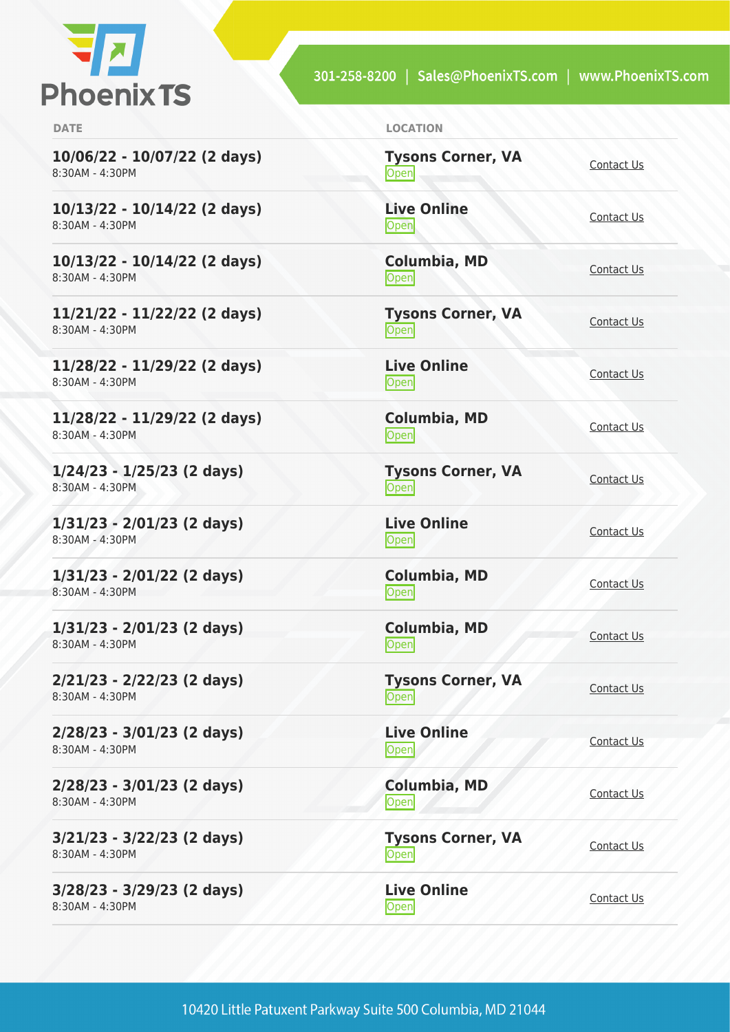| DATE | LOCATION | |
| --- | --- | --- |
| **10/06/22 - 10/07/22 (2 days)** 8:30AM - 4:30PM | **Tysons Corner, VA** Open | Contact Us |
| **10/13/22 - 10/14/22 (2 days)** 8:30AM - 4:30PM | **Live Online** Open | Contact Us |
| **10/13/22 - 10/14/22 (2 days)** 8:30AM - 4:30PM | **Columbia, MD** Open | Contact Us |
| **11/21/22 - 11/22/22 (2 days)** 8:30AM - 4:30PM | **Tysons Corner, VA** Open | Contact Us |
| **11/28/22 - 11/29/22 (2 days)** 8:30AM - 4:30PM | **Live Online** Open | Contact Us |
| **11/28/22 - 11/29/22 (2 days)** 8:30AM - 4:30PM | **Columbia, MD** Open | Contact Us |
| **1/24/23 - 1/25/23 (2 days)** 8:30AM - 4:30PM | **Tysons Corner, VA** Open | Contact Us |
| **1/31/23 - 2/01/23 (2 days)** 8:30AM - 4:30PM | **Live Online** Open | Contact Us |
| **1/31/23 - 2/01/22 (2 days)** 8:30AM - 4:30PM | **Columbia, MD** Open | Contact Us |
| **1/31/23 - 2/01/23 (2 days)** 8:30AM - 4:30PM | **Columbia, MD** Open | Contact Us |
| **2/21/23 - 2/22/23 (2 days)** 8:30AM - 4:30PM | **Tysons Corner, VA** Open | Contact Us |
| **2/28/23 - 3/01/23 (2 days)** 8:30AM - 4:30PM | **Live Online** Open | Contact Us |
| **2/28/23 - 3/01/23 (2 days)** 8:30AM - 4:30PM | **Columbia, MD** Open | Contact Us |
| **3/21/23 - 3/22/23 (2 days)** 8:30AM - 4:30PM | **Tysons Corner, VA** Open | Contact Us |
| **3/28/23 - 3/29/23 (2 days)** 8:30AM - 4:30PM | **Live Online** Open | Contact Us |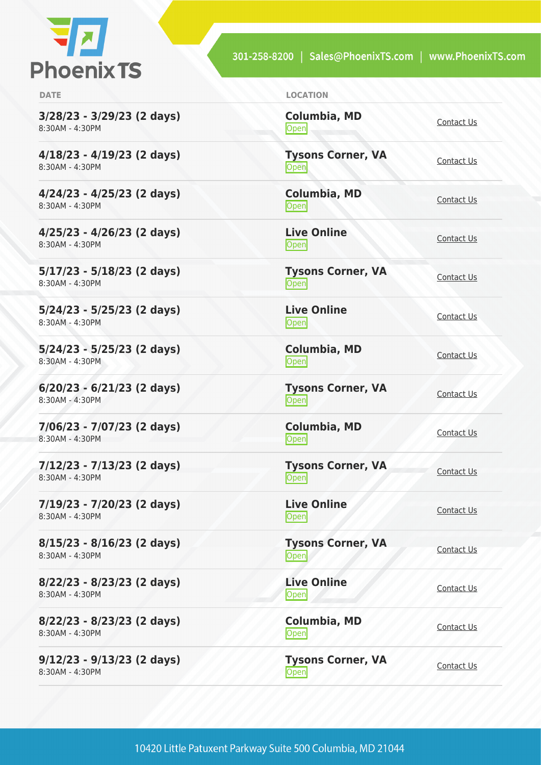| DATE | LOCATION | |
|---|---|---|
| **3/28/23 - 3/29/23 (2 days)**<br>8:30AM - 4:30PM | **Columbia, MD**<br>Open | Contact Us |
| **4/18/23 - 4/19/23 (2 days)**<br>8:30AM - 4:30PM | **Tysons Corner, VA**<br>Open | Contact Us |
| **4/24/23 - 4/25/23 (2 days)**<br>8:30AM - 4:30PM | **Columbia, MD**<br>Open | Contact Us |
| **4/25/23 - 4/26/23 (2 days)**<br>8:30AM - 4:30PM | **Live Online**<br>Open | Contact Us |
| **5/17/23 - 5/18/23 (2 days)**<br>8:30AM - 4:30PM | **Tysons Corner, VA**<br>Open | Contact Us |
| **5/24/23 - 5/25/23 (2 days)**<br>8:30AM - 4:30PM | **Live Online**<br>Open | Contact Us |
| **5/24/23 - 5/25/23 (2 days)**<br>8:30AM - 4:30PM | **Columbia, MD**<br>Open | Contact Us |
| **6/20/23 - 6/21/23 (2 days)**<br>8:30AM - 4:30PM | **Tysons Corner, VA**<br>Open | Contact Us |
| **7/06/23 - 7/07/23 (2 days)**<br>8:30AM - 4:30PM | **Columbia, MD**<br>Open | Contact Us |
| **7/12/23 - 7/13/23 (2 days)**<br>8:30AM - 4:30PM | **Tysons Corner, VA**<br>Open | Contact Us |
| **7/19/23 - 7/20/23 (2 days)**<br>8:30AM - 4:30PM | **Live Online**<br>Open | Contact Us |
| **8/15/23 - 8/16/23 (2 days)**<br>8:30AM - 4:30PM | **Tysons Corner, VA**<br>Open | Contact Us |
| **8/22/23 - 8/23/23 (2 days)**<br>8:30AM - 4:30PM | **Live Online**<br>Open | Contact Us |
| **8/22/23 - 8/23/23 (2 days)**<br>8:30AM - 4:30PM | **Columbia, MD**<br>Open | Contact Us |
| **9/12/23 - 9/13/23 (2 days)**<br>8:30AM - 4:30PM | **Tysons Corner, VA**<br>Open | Contact Us |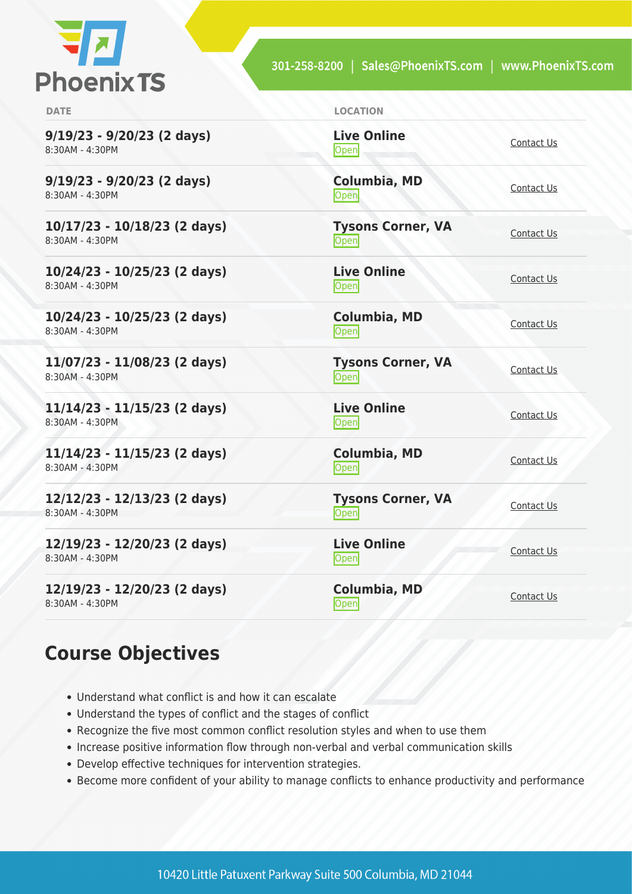| DATE | LOCATION | |
|---|---|---|
| **9/19/23 - 9/20/23 (2 days)**<br>8:30AM - 4:30PM | **Live Online**<br>Open | Contact Us |
| **9/19/23 - 9/20/23 (2 days)**<br>8:30AM - 4:30PM | **Columbia, MD**<br>Open | Contact Us |
| **10/17/23 - 10/18/23 (2 days)**<br>8:30AM - 4:30PM | **Tysons Corner, VA**<br>Open | Contact Us |
| **10/24/23 - 10/25/23 (2 days)**<br>8:30AM - 4:30PM | **Live Online**<br>Open | Contact Us |
| **10/24/23 - 10/25/23 (2 days)**<br>8:30AM - 4:30PM | **Columbia, MD**<br>Open | Contact Us |
| **11/07/23 - 11/08/23 (2 days)**<br>8:30AM - 4:30PM | **Tysons Corner, VA**<br>Open | Contact Us |
| **11/14/23 - 11/15/23 (2 days)**<br>8:30AM - 4:30PM | **Live Online**<br>Open | Contact Us |
| **11/14/23 - 11/15/23 (2 days)**<br>8:30AM - 4:30PM | **Columbia, MD**<br>Open | Contact Us |
| **12/12/23 - 12/13/23 (2 days)**<br>8:30AM - 4:30PM | **Tysons Corner, VA**<br>Open | Contact Us |
| **12/19/23 - 12/20/23 (2 days)**<br>8:30AM - 4:30PM | **Live Online**<br>Open | Contact Us |
| **12/19/23 - 12/20/23 (2 days)**<br>8:30AM - 4:30PM | **Columbia, MD**<br>Open | Contact Us |

## Course Objectives

- Understand what conflict is and how it can escalate
- Understand the types of conflict and the stages of conflict
- Recognize the five most common conflict resolution styles and when to use them
- Increase positive information flow through non-verbal and verbal communication skills
- Develop effective techniques for intervention strategies.
- Become more confident of your ability to manage conflicts to enhance productivity and performance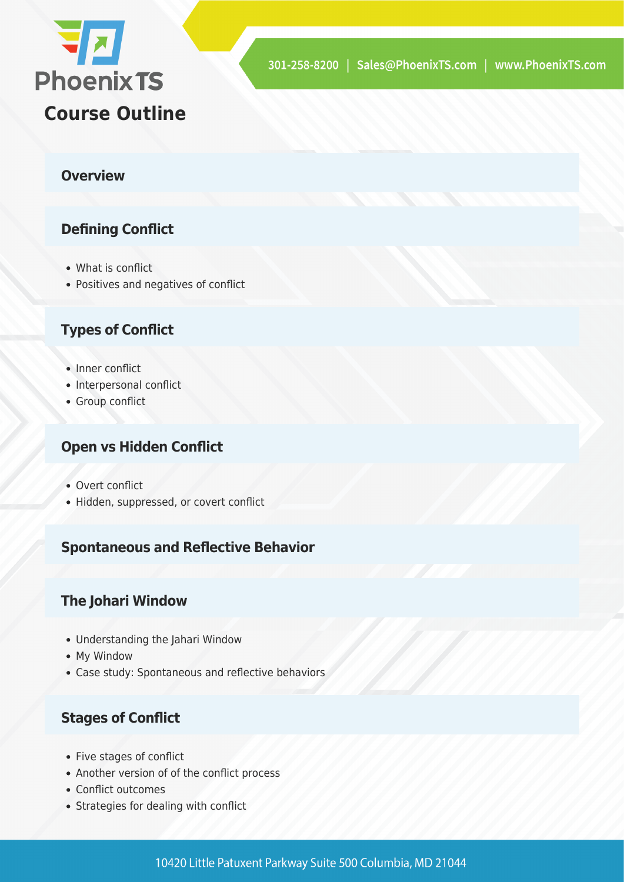# Course Outline

## Overview

## Defining Conflict

- What is conflict
- Positives and negatives of conflict

## Types of Conflict

- Inner conflict
- Interpersonal conflict
- Group conflict

## Open vs Hidden Conflict

- Overt conflict
- Hidden, suppressed, or covert conflict

## Spontaneous and Reflective Behavior

## The Johari Window

- Understanding the Jahari Window
- My Window
- Case study: Spontaneous and reflective behaviors

## Stages of Conflict

- Five stages of conflict
- Another version of of the conflict process
- Conflict outcomes
- Strategies for dealing with conflict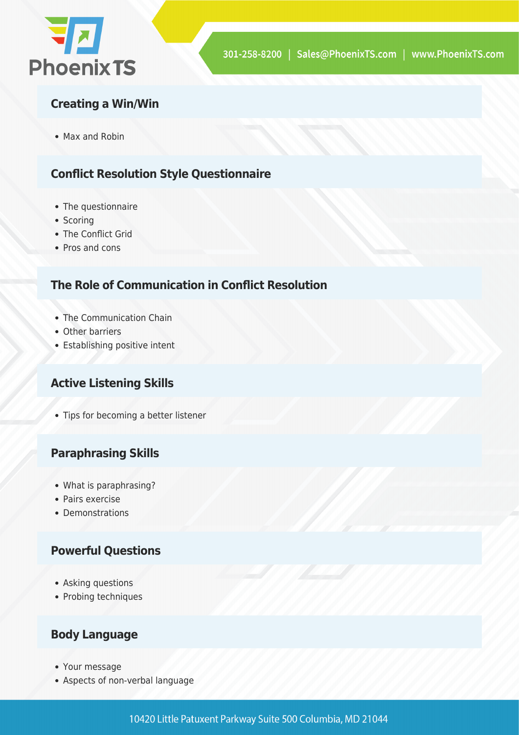### Creating a Win/Win

- Max and Robin

### Conflict Resolution Style Questionnaire

- The questionnaire
- Scoring
- The Conflict Grid
- Pros and cons

### The Role of Communication in Conflict Resolution

- The Communication Chain
- Other barriers
- Establishing positive intent

### Active Listening Skills

- Tips for becoming a better listener

### Paraphrasing Skills

- What is paraphrasing?
- Pairs exercise
- Demonstrations

### Powerful Questions

- Asking questions
- Probing techniques

### Body Language

- Your message
- Aspects of non-verbal language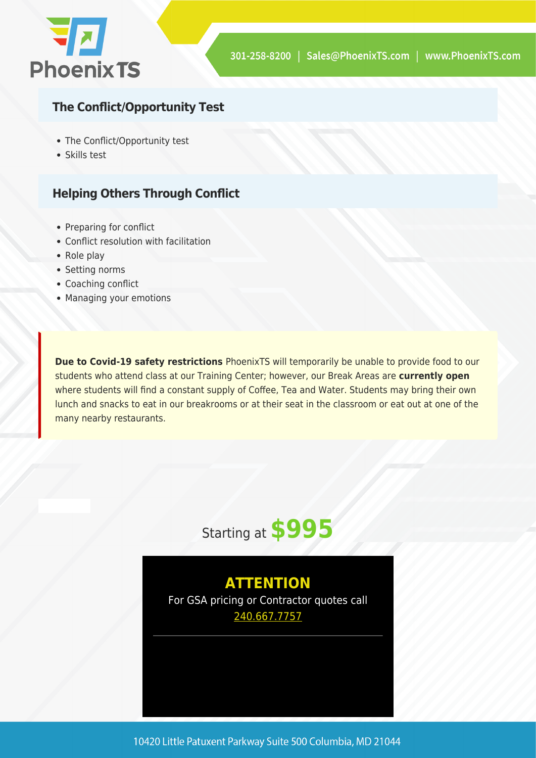## The Conflict/Opportunity Test

- The Conflict/Opportunity test
- Skills test

## Helping Others Through Conflict

- Preparing for conflict
- Conflict resolution with facilitation
- Role play
- Setting norms
- Coaching conflict
- Managing your emotions

**Due to Covid-19 safety restrictions** PhoenixTS will temporarily be unable to provide food to our students who attend class at our Training Center; however, our Break Areas are **currently open** where students will find a constant supply of Coffee, Tea and Water. Students may bring their own lunch and snacks to eat in our breakrooms or at their seat in the classroom or eat out at one of the many nearby restaurants.

Starting at **$995**

**ATTENTION**

For GSA pricing or Contractor quotes call 240.667.7757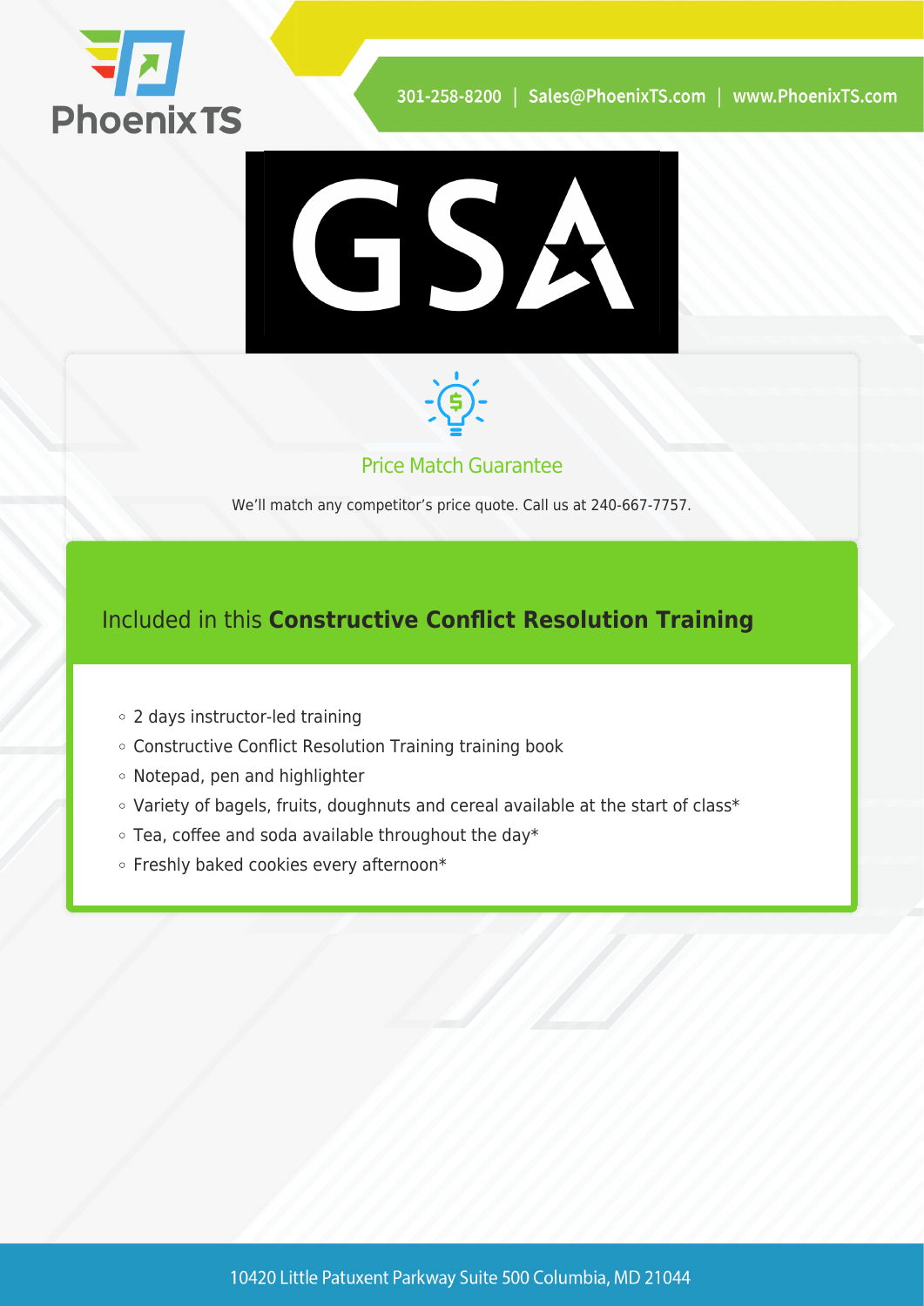## Price Match Guarantee

We'll match any competitor's price quote. Call us at 240-667-7757.

## Included in this **Constructive Conflict Resolution Training**

- 2 days instructor-led training
- Constructive Conflict Resolution Training training book
- Notepad, pen and highlighter
- Variety of bagels, fruits, doughnuts and cereal available at the start of class*
- Tea, coffee and soda available throughout the day*
- Freshly baked cookies every afternoon*